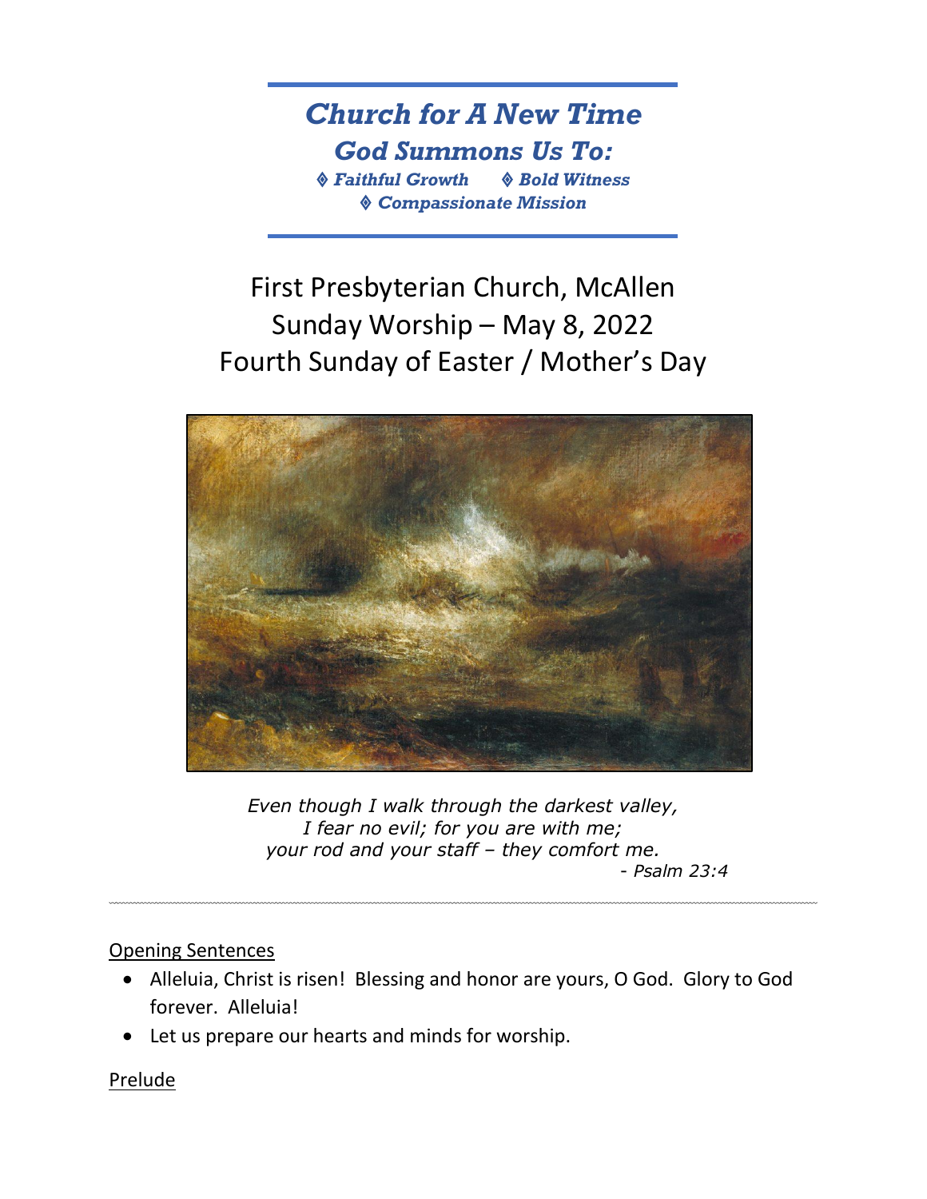# *Church for A New Time*

## *God Summons Us To:*

***◈ Faithful Growth ◈ Bold Witness***
***◈ Compassionate Mission***

# First Presbyterian Church, McAllen
# Sunday Worship – May 8, 2022
# Fourth Sunday of Easter / Mother's Day

*Even though I walk through the darkest valley,*
*I fear no evil; for you are with me;*
*your rod and your staff – they comfort me.*
*- Psalm 23:4*

---

Opening Sentences

- Alleluia, Christ is risen! Blessing and honor are yours, O God. Glory to God forever. Alleluia!
- Let us prepare our hearts and minds for worship.

Prelude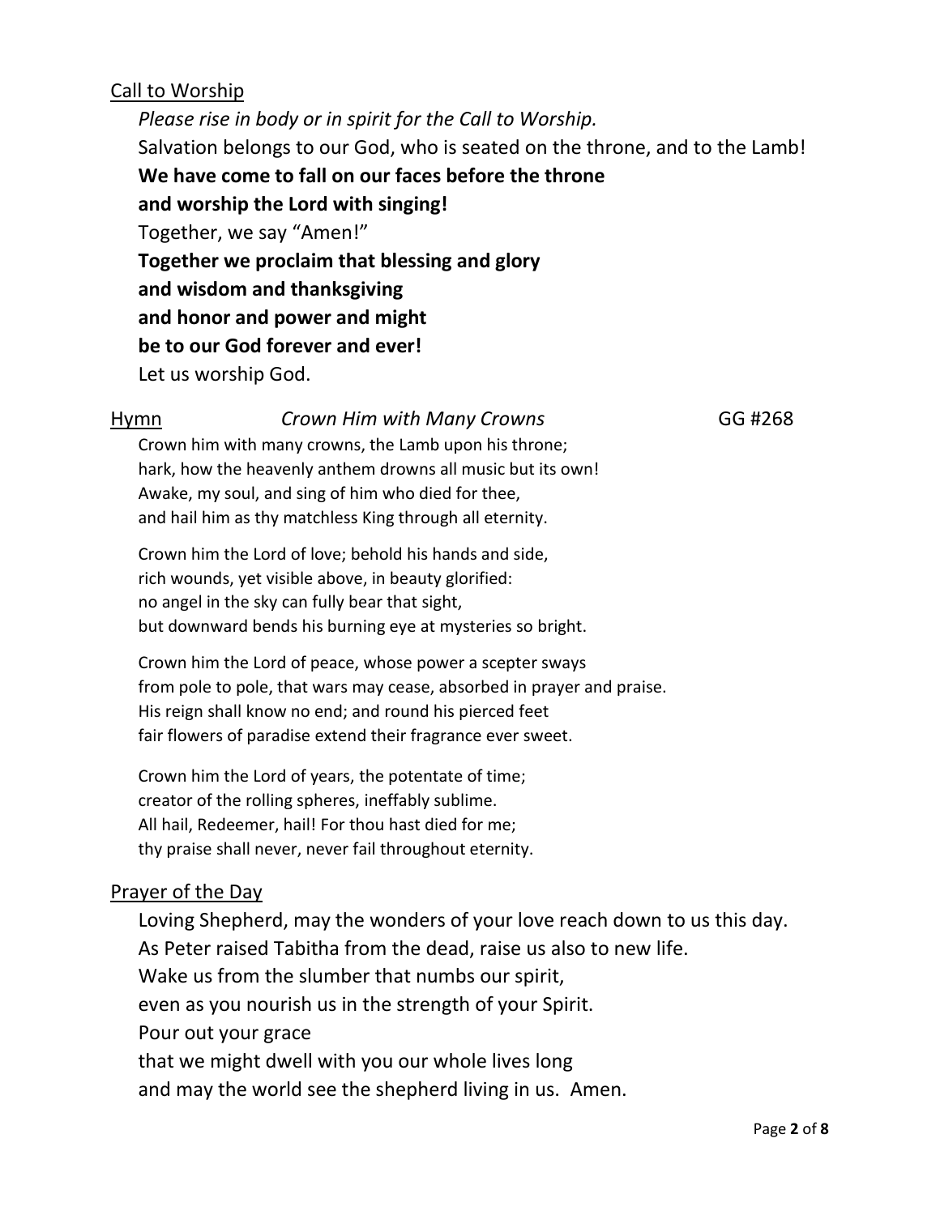## Call to Worship

*Please rise in body or in spirit for the Call to Worship.*

Salvation belongs to our God, who is seated on the throne, and to the Lamb!
**We have come to fall on our faces before the throne**
**and worship the Lord with singing!**
Together, we say "Amen!"
**Together we proclaim that blessing and glory**
**and wisdom and thanksgiving**
**and honor and power and might**
**be to our God forever and ever!**
Let us worship God.

## Hymn *Crown Him with Many Crowns* GG #268

Crown him with many crowns, the Lamb upon his throne;
hark, how the heavenly anthem drowns all music but its own!
Awake, my soul, and sing of him who died for thee,
and hail him as thy matchless King through all eternity.

Crown him the Lord of love; behold his hands and side,
rich wounds, yet visible above, in beauty glorified:
no angel in the sky can fully bear that sight,
but downward bends his burning eye at mysteries so bright.

Crown him the Lord of peace, whose power a scepter sways
from pole to pole, that wars may cease, absorbed in prayer and praise.
His reign shall know no end; and round his pierced feet
fair flowers of paradise extend their fragrance ever sweet.

Crown him the Lord of years, the potentate of time;
creator of the rolling spheres, ineffably sublime.
All hail, Redeemer, hail! For thou hast died for me;
thy praise shall never, never fail throughout eternity.

## Prayer of the Day

Loving Shepherd, may the wonders of your love reach down to us this day.
As Peter raised Tabitha from the dead, raise us also to new life.
Wake us from the slumber that numbs our spirit,
even as you nourish us in the strength of your Spirit.
Pour out your grace
that we might dwell with you our whole lives long
and may the world see the shepherd living in us. Amen.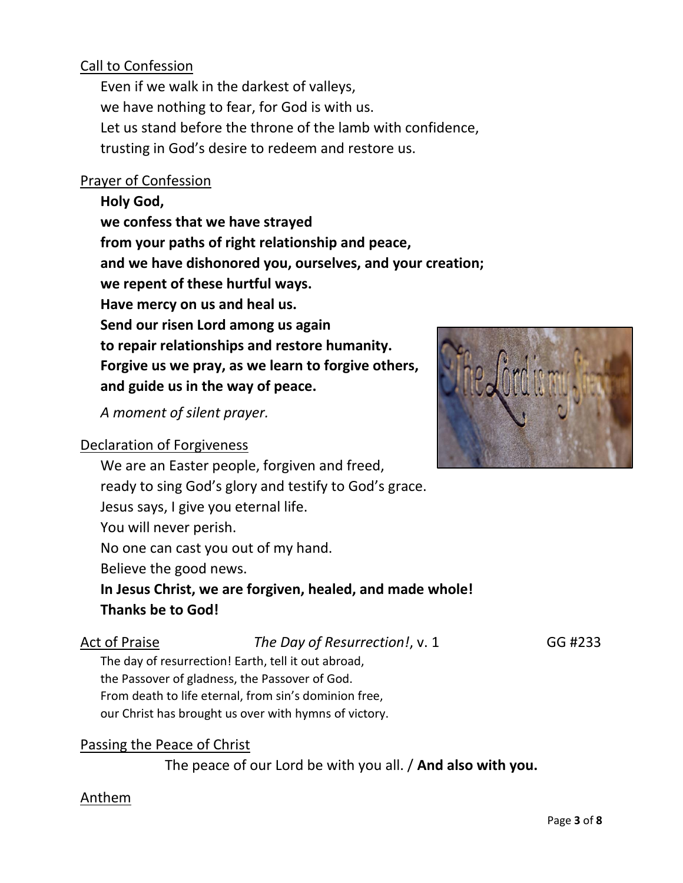Call to Confession

Even if we walk in the darkest of valleys,
we have nothing to fear, for God is with us.
Let us stand before the throne of the lamb with confidence,
trusting in God's desire to redeem and restore us.

Prayer of Confession

**Holy God,**
**we confess that we have strayed**
**from your paths of right relationship and peace,**
**and we have dishonored you, ourselves, and your creation;**
**we repent of these hurtful ways.**
**Have mercy on us and heal us.**
**Send our risen Lord among us again**
**to repair relationships and restore humanity.**
**Forgive us we pray, as we learn to forgive others,**
**and guide us in the way of peace.**

*A moment of silent prayer.*

Declaration of Forgiveness

We are an Easter people, forgiven and freed,
ready to sing God's glory and testify to God's grace.
Jesus says, I give you eternal life.
You will never perish.
No one can cast you out of my hand.
Believe the good news.
**In Jesus Christ, we are forgiven, healed, and made whole!**
**Thanks be to God!**

Act of Praise — *The Day of Resurrection!*, v. 1 — GG #233

The day of resurrection! Earth, tell it out abroad,
the Passover of gladness, the Passover of God.
From death to life eternal, from sin's dominion free,
our Christ has brought us over with hymns of victory.

Passing the Peace of Christ

The peace of our Lord be with you all. / **And also with you.**

Anthem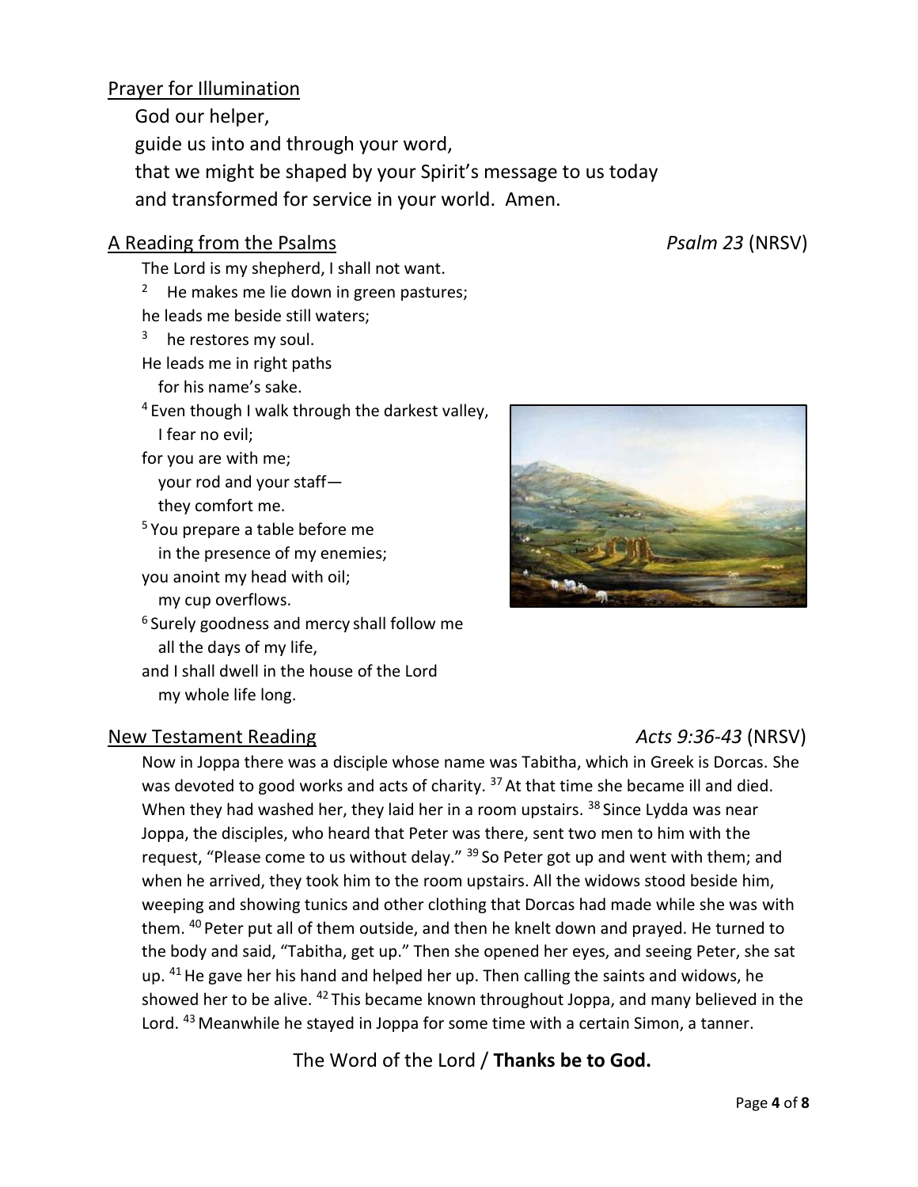## Prayer for Illumination

God our helper,
guide us into and through your word,
that we might be shaped by your Spirit's message to us today
and transformed for service in your world. Amen.

## A Reading from the Psalms *Psalm 23* (NRSV)

The Lord is my shepherd, I shall not want.
[2] He makes me lie down in green pastures;
he leads me beside still waters;
[3] he restores my soul.
He leads me in right paths
for his name's sake.
[4] Even though I walk through the darkest valley,
I fear no evil;
for you are with me;
your rod and your staff—
they comfort me.
[5] You prepare a table before me
in the presence of my enemies;
you anoint my head with oil;
my cup overflows.
[6] Surely goodness and mercy shall follow me
all the days of my life,
and I shall dwell in the house of the Lord
my whole life long.

## New Testament Reading *Acts 9:36-43* (NRSV)

Now in Joppa there was a disciple whose name was Tabitha, which in Greek is Dorcas. She was devoted to good works and acts of charity. [37] At that time she became ill and died. When they had washed her, they laid her in a room upstairs. [38] Since Lydda was near Joppa, the disciples, who heard that Peter was there, sent two men to him with the request, "Please come to us without delay." [39] So Peter got up and went with them; and when he arrived, they took him to the room upstairs. All the widows stood beside him, weeping and showing tunics and other clothing that Dorcas had made while she was with them. [40] Peter put all of them outside, and then he knelt down and prayed. He turned to the body and said, "Tabitha, get up." Then she opened her eyes, and seeing Peter, she sat up. [41] He gave her his hand and helped her up. Then calling the saints and widows, he showed her to be alive. [42] This became known throughout Joppa, and many believed in the Lord. [43] Meanwhile he stayed in Joppa for some time with a certain Simon, a tanner.

The Word of the Lord / **Thanks be to God.**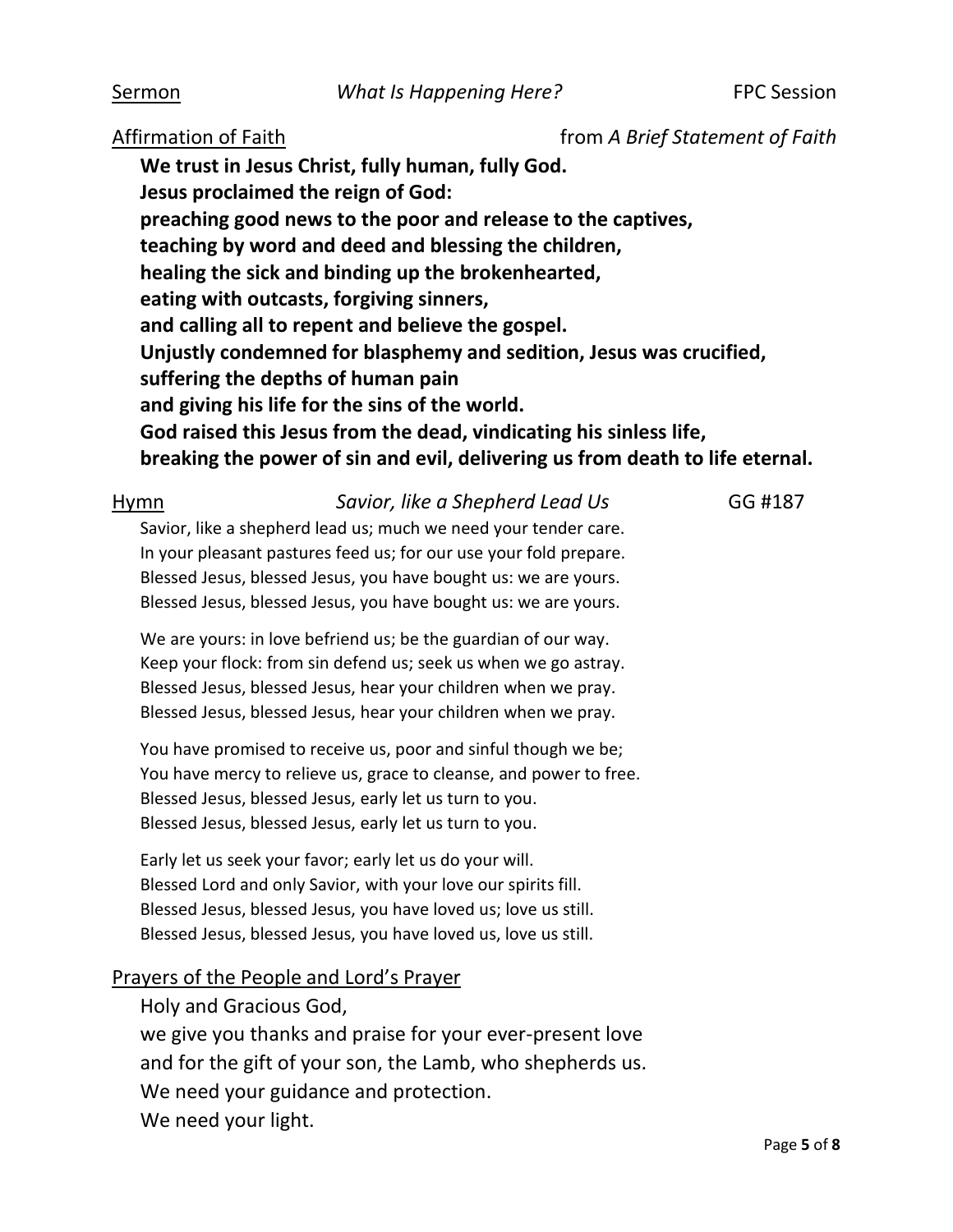Sermon *What Is Happening Here?* FPC Session

Affirmation of Faith from *A Brief Statement of Faith*

**We trust in Jesus Christ, fully human, fully God.**
**Jesus proclaimed the reign of God:**
**preaching good news to the poor and release to the captives,**
**teaching by word and deed and blessing the children,**
**healing the sick and binding up the brokenhearted,**
**eating with outcasts, forgiving sinners,**
**and calling all to repent and believe the gospel.**
**Unjustly condemned for blasphemy and sedition, Jesus was crucified,**
**suffering the depths of human pain**
**and giving his life for the sins of the world.**
**God raised this Jesus from the dead, vindicating his sinless life,**
**breaking the power of sin and evil, delivering us from death to life eternal.**

Hymn *Savior, like a Shepherd Lead Us* GG #187

Savior, like a shepherd lead us; much we need your tender care.
In your pleasant pastures feed us; for our use your fold prepare.
Blessed Jesus, blessed Jesus, you have bought us: we are yours.
Blessed Jesus, blessed Jesus, you have bought us: we are yours.

We are yours: in love befriend us; be the guardian of our way.
Keep your flock: from sin defend us; seek us when we go astray.
Blessed Jesus, blessed Jesus, hear your children when we pray.
Blessed Jesus, blessed Jesus, hear your children when we pray.

You have promised to receive us, poor and sinful though we be;
You have mercy to relieve us, grace to cleanse, and power to free.
Blessed Jesus, blessed Jesus, early let us turn to you.
Blessed Jesus, blessed Jesus, early let us turn to you.

Early let us seek your favor; early let us do your will.
Blessed Lord and only Savior, with your love our spirits fill.
Blessed Jesus, blessed Jesus, you have loved us; love us still.
Blessed Jesus, blessed Jesus, you have loved us, love us still.

Prayers of the People and Lord's Prayer

Holy and Gracious God,
we give you thanks and praise for your ever-present love
and for the gift of your son, the Lamb, who shepherds us.
We need your guidance and protection.
We need your light.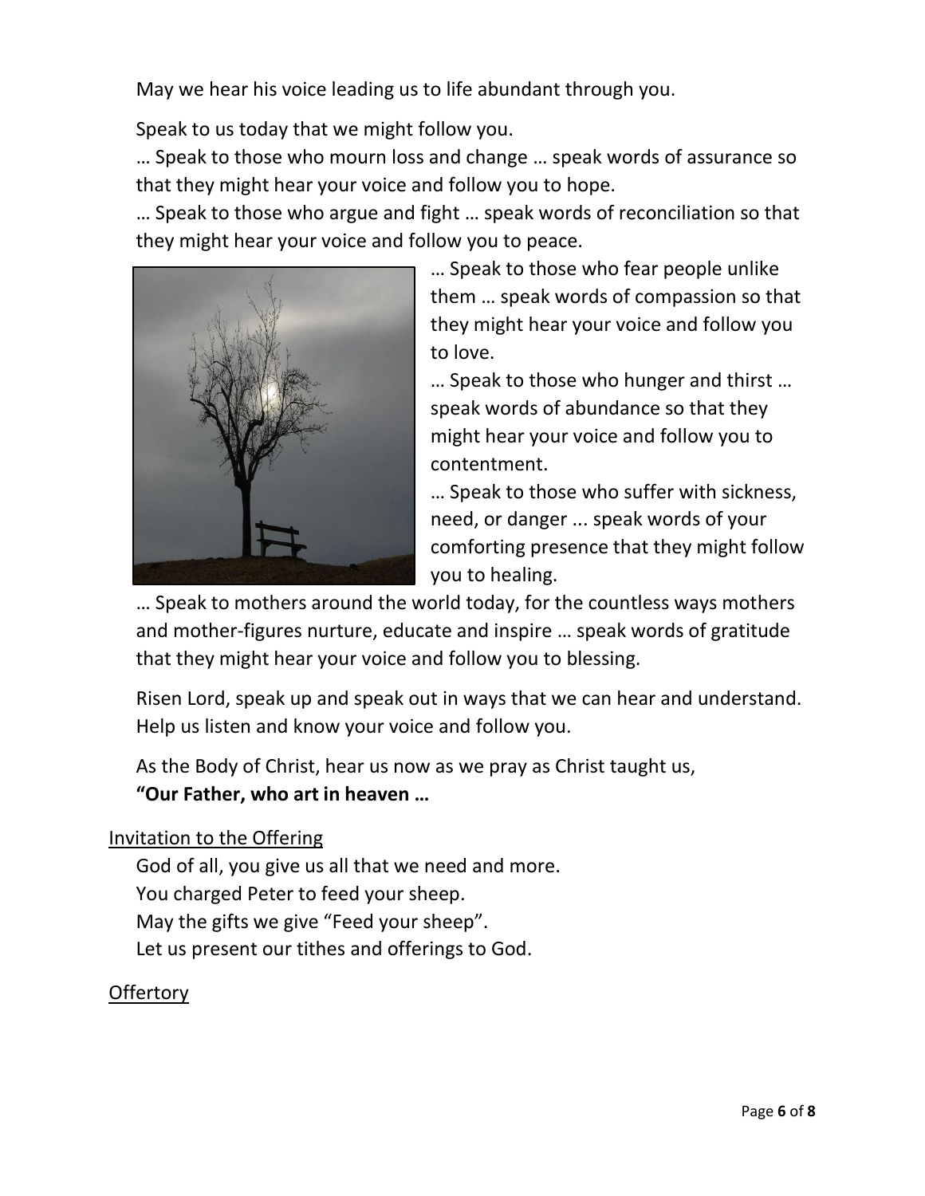May we hear his voice leading us to life abundant through you.

Speak to us today that we might follow you.
… Speak to those who mourn loss and change … speak words of assurance so that they might hear your voice and follow you to hope.
… Speak to those who argue and fight … speak words of reconciliation so that they might hear your voice and follow you to peace.
… Speak to those who fear people unlike them … speak words of compassion so that they might hear your voice and follow you to love.
… Speak to those who hunger and thirst … speak words of abundance so that they might hear your voice and follow you to contentment.
… Speak to those who suffer with sickness, need, or danger ... speak words of your comforting presence that they might follow you to healing.
… Speak to mothers around the world today, for the countless ways mothers and mother-figures nurture, educate and inspire … speak words of gratitude that they might hear your voice and follow you to blessing.

Risen Lord, speak up and speak out in ways that we can hear and understand. Help us listen and know your voice and follow you.

As the Body of Christ, hear us now as we pray as Christ taught us,
**"Our Father, who art in heaven …**

Invitation to the Offering

God of all, you give us all that we need and more.
You charged Peter to feed your sheep.
May the gifts we give "Feed your sheep".
Let us present our tithes and offerings to God.

Offertory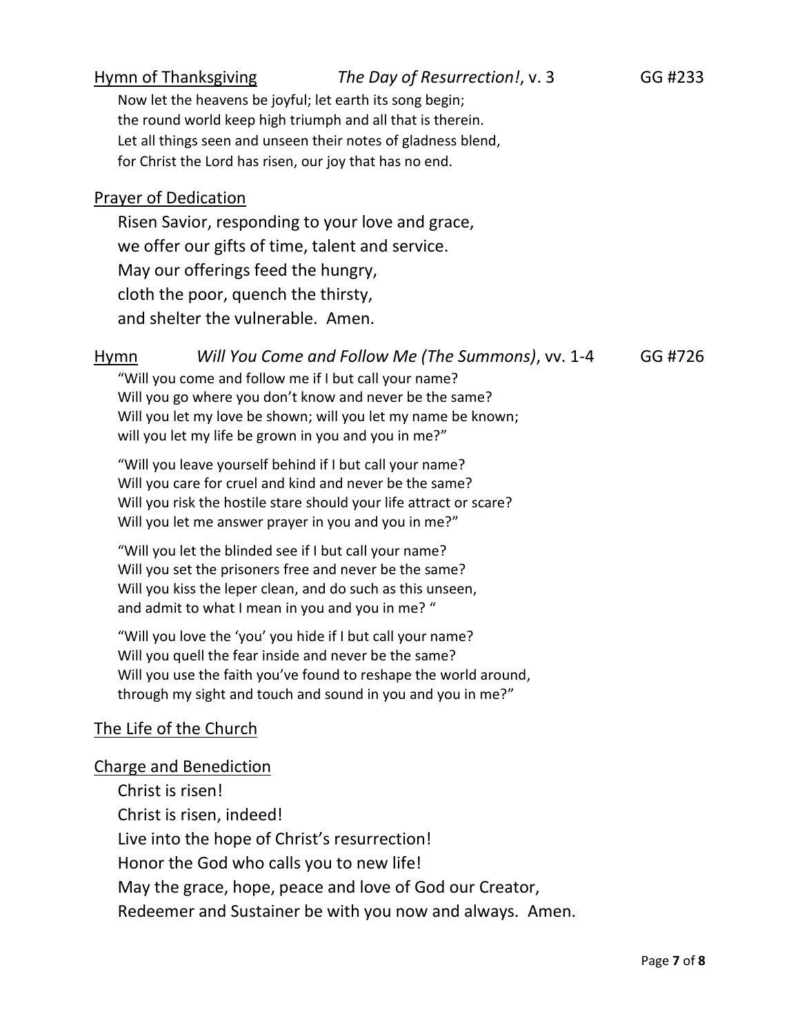Hymn of Thanksgiving *The Day of Resurrection!*, v. 3 GG #233

Now let the heavens be joyful; let earth its song begin;
the round world keep high triumph and all that is therein.
Let all things seen and unseen their notes of gladness blend,
for Christ the Lord has risen, our joy that has no end.

Prayer of Dedication

Risen Savior, responding to your love and grace,
we offer our gifts of time, talent and service.
May our offerings feed the hungry,
cloth the poor, quench the thirsty,
and shelter the vulnerable. Amen.

Hymn *Will You Come and Follow Me (The Summons)*, vv. 1-4 GG #726

"Will you come and follow me if I but call your name?
Will you go where you don't know and never be the same?
Will you let my love be shown; will you let my name be known;
will you let my life be grown in you and you in me?"

"Will you leave yourself behind if I but call your name?
Will you care for cruel and kind and never be the same?
Will you risk the hostile stare should your life attract or scare?
Will you let me answer prayer in you and you in me?"

"Will you let the blinded see if I but call your name?
Will you set the prisoners free and never be the same?
Will you kiss the leper clean, and do such as this unseen,
and admit to what I mean in you and you in me? "

"Will you love the 'you' you hide if I but call your name?
Will you quell the fear inside and never be the same?
Will you use the faith you've found to reshape the world around,
through my sight and touch and sound in you and you in me?"

The Life of the Church

Charge and Benediction

Christ is risen!
Christ is risen, indeed!
Live into the hope of Christ's resurrection!
Honor the God who calls you to new life!
May the grace, hope, peace and love of God our Creator,
Redeemer and Sustainer be with you now and always. Amen.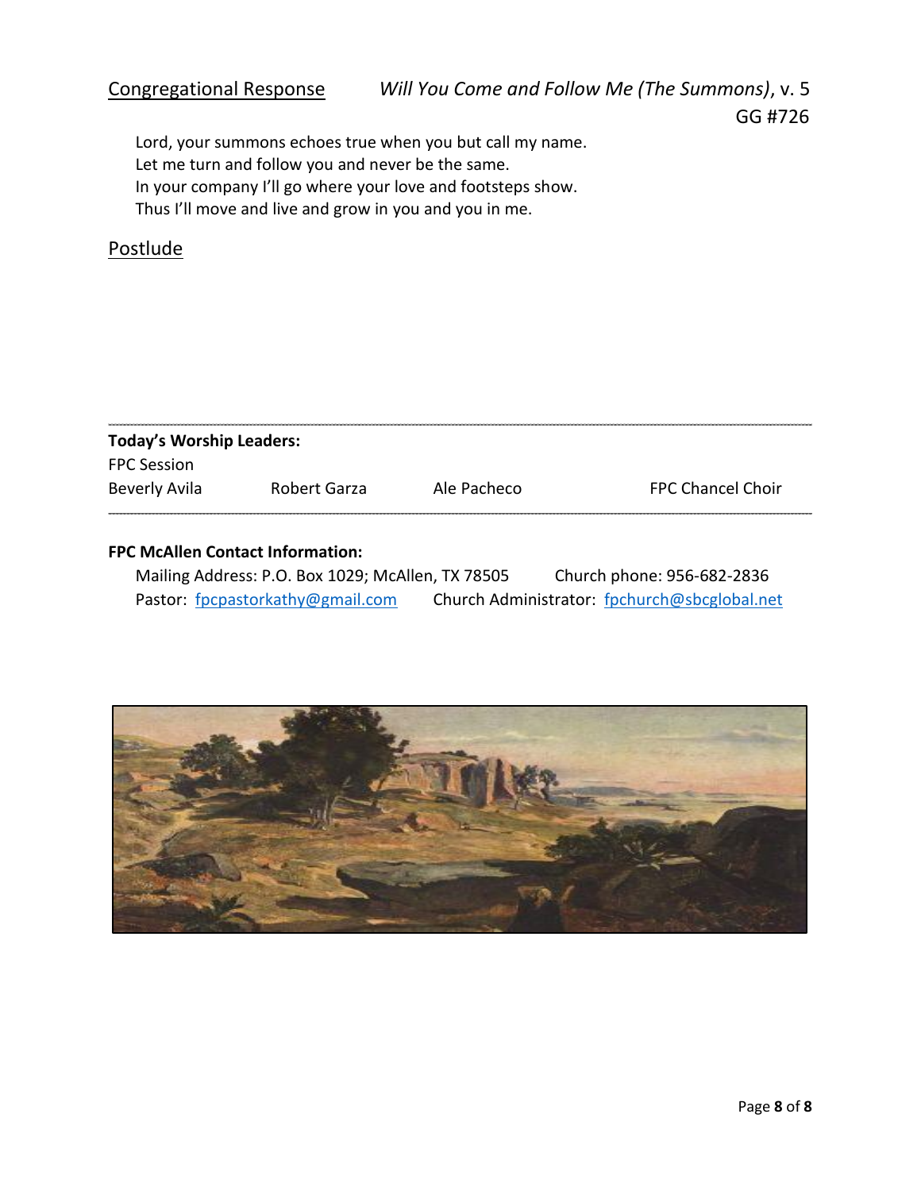Congregational Response *Will You Come and Follow Me (The Summons)*, v. 5 GG #726

Lord, your summons echoes true when you but call my name.
Let me turn and follow you and never be the same.
In your company I'll go where your love and footsteps show.
Thus I'll move and live and grow in you and you in me.

Postlude

---

**Today's Worship Leaders:**

FPC Session

Beverly Avila Robert Garza Ale Pacheco FPC Chancel Choir

---

**FPC McAllen Contact Information:**

Mailing Address: P.O. Box 1029; McAllen, TX 78505 Church phone: 956-682-2836

Pastor: fpcpastorkathy@gmail.com Church Administrator: fpchurch@sbcglobal.net